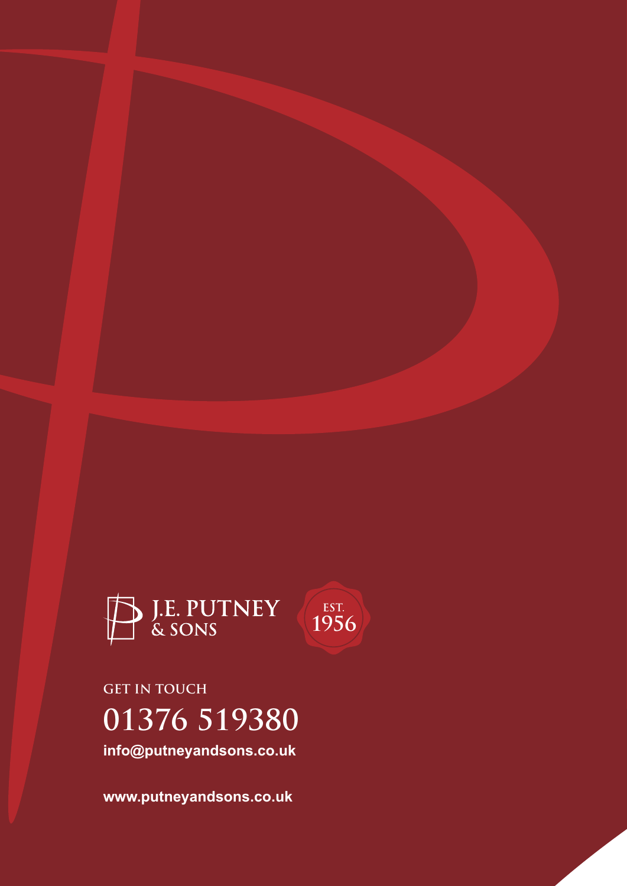J.E. PUTNEY & SONS

EST. 1956

GET IN TOUCH

## 01376 519380

**info@putneyandsons.co.uk**

**www.putneyandsons.co.uk**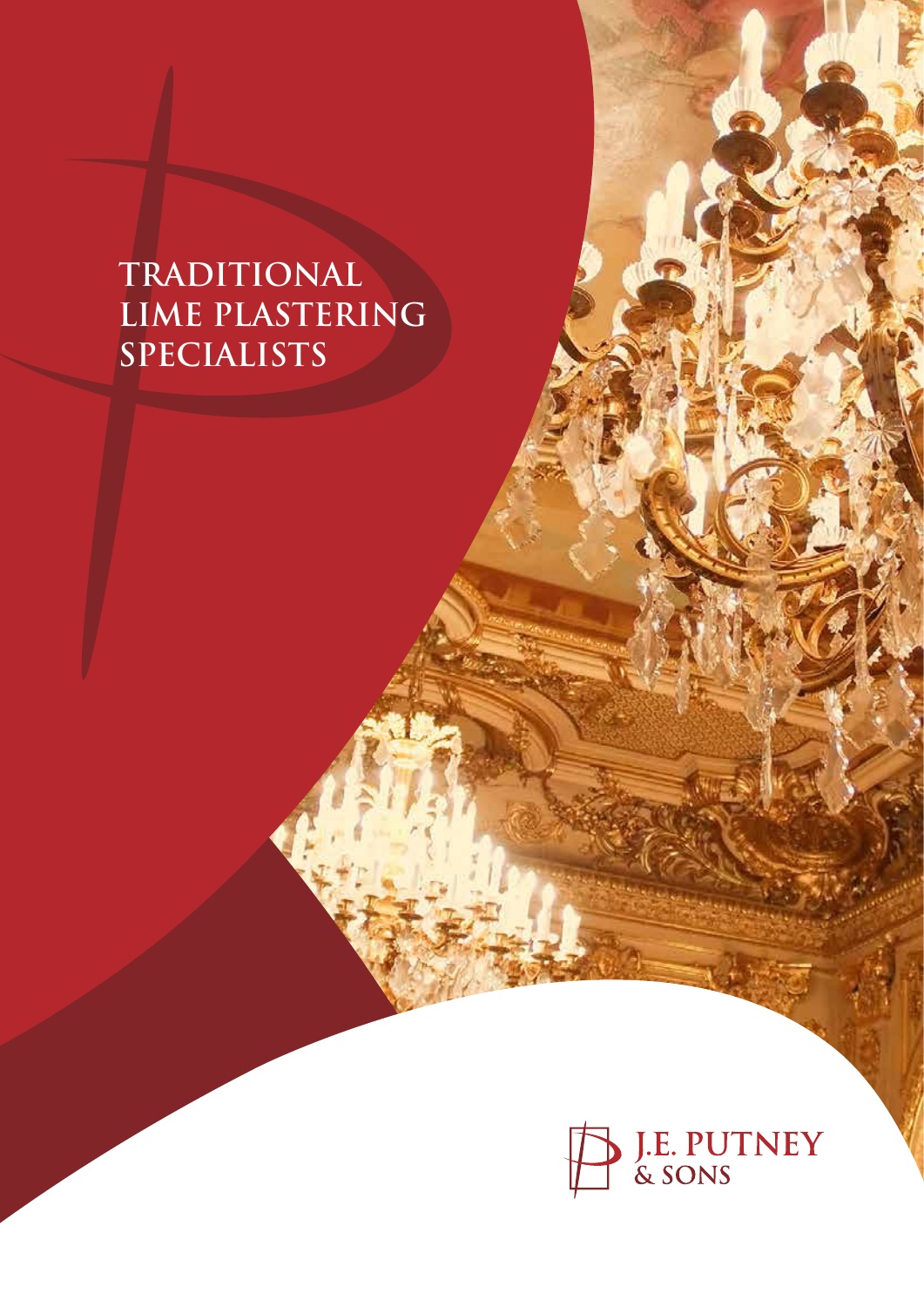# TRADITIONAL LIME PLASTERING SPECIALISTS

J.E. PUTNEY & SONS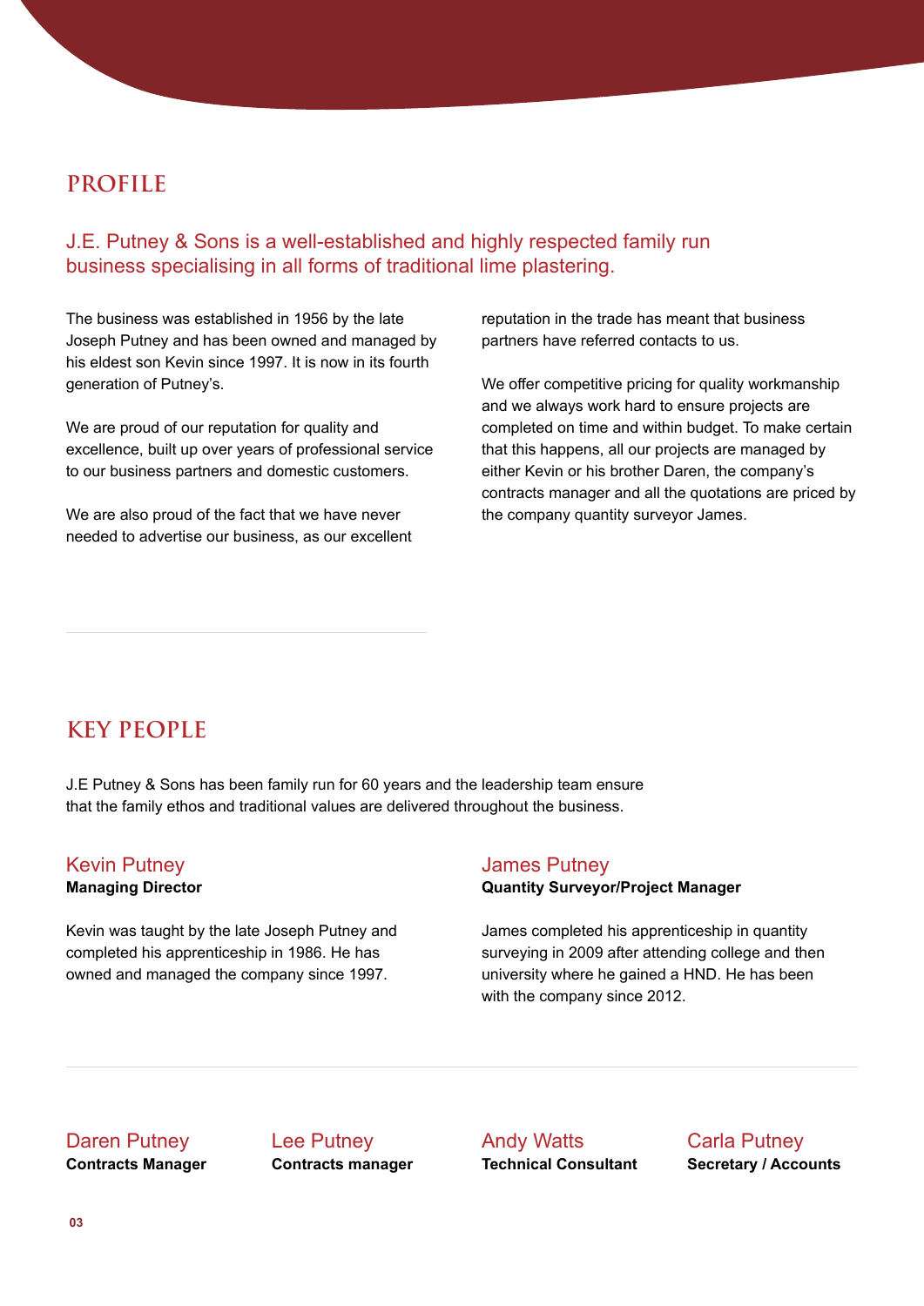## PROFILE

### J.E. Putney & Sons is a well-established and highly respected family run business specialising in all forms of traditional lime plastering.

The business was established in 1956 by the late Joseph Putney and has been owned and managed by his eldest son Kevin since 1997. It is now in its fourth generation of Putney's.

We are proud of our reputation for quality and excellence, built up over years of professional service to our business partners and domestic customers.

We are also proud of the fact that we have never needed to advertise our business, as our excellent reputation in the trade has meant that business partners have referred contacts to us.

We offer competitive pricing for quality workmanship and we always work hard to ensure projects are completed on time and within budget. To make certain that this happens, all our projects are managed by either Kevin or his brother Daren, the company's contracts manager and all the quotations are priced by the company quantity surveyor James.

## KEY PEOPLE

J.E Putney & Sons has been family run for 60 years and the leadership team ensure that the family ethos and traditional values are delivered throughout the business.

### Kevin Putney
**Managing Director**

Kevin was taught by the late Joseph Putney and completed his apprenticeship in 1986. He has owned and managed the company since 1997.

### James Putney
**Quantity Surveyor/Project Manager**

James completed his apprenticeship in quantity surveying in 2009 after attending college and then university where he gained a HND. He has been with the company since 2012.

### Daren Putney
**Contracts Manager**

### Lee Putney
**Contracts manager**

### Andy Watts
**Technical Consultant**

### Carla Putney
**Secretary / Accounts**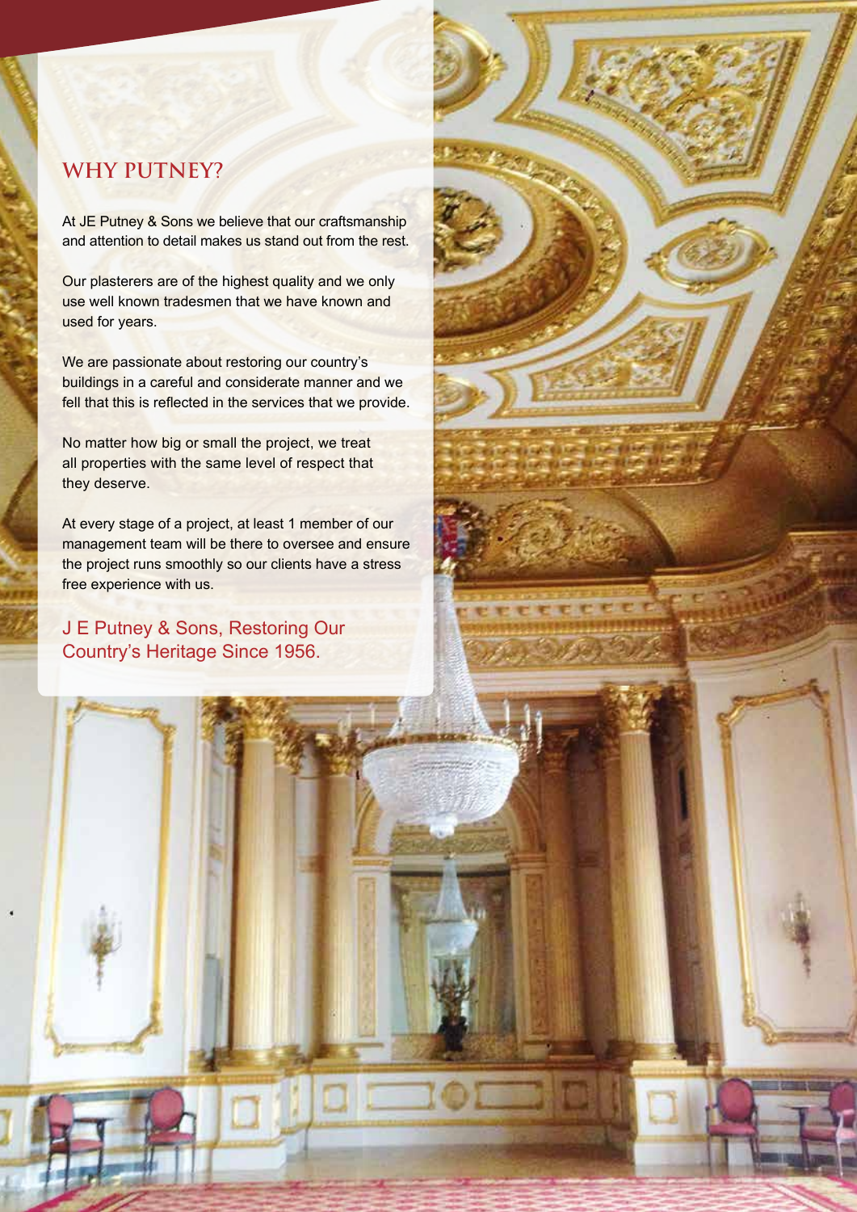## WHY PUTNEY?

At JE Putney & Sons we believe that our craftsmanship and attention to detail makes us stand out from the rest.

Our plasterers are of the highest quality and we only use well known tradesmen that we have known and used for years.

We are passionate about restoring our country's buildings in a careful and considerate manner and we fell that this is reflected in the services that we provide.

No matter how big or small the project, we treat all properties with the same level of respect that they deserve.

At every stage of a project, at least 1 member of our management team will be there to oversee and ensure the project runs smoothly so our clients have a stress free experience with us.

J E Putney & Sons, Restoring Our Country's Heritage Since 1956.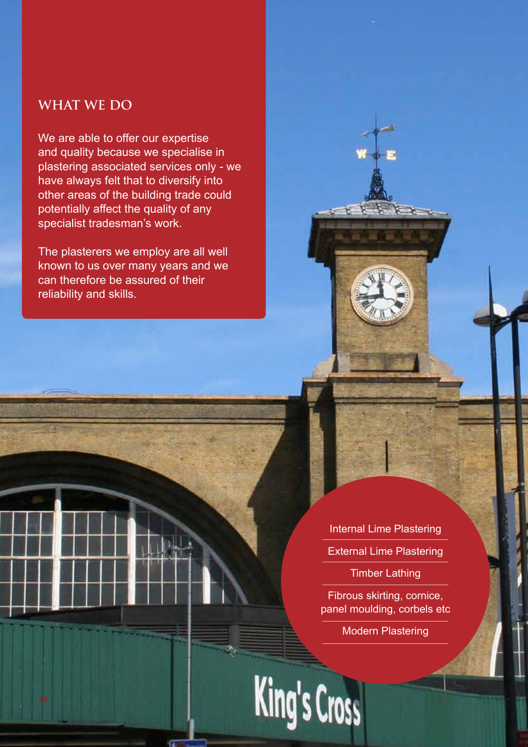## WHAT WE DO

We are able to offer our expertise and quality because we specialise in plastering associated services only - we have always felt that to diversify into other areas of the building trade could potentially affect the quality of any specialist tradesman's work.

The plasterers we employ are all well known to us over many years and we can therefore be assured of their reliability and skills.

- Internal Lime Plastering
- External Lime Plastering
- Timber Lathing
- Fibrous skirting, cornice, panel moulding, corbels etc
- Modern Plastering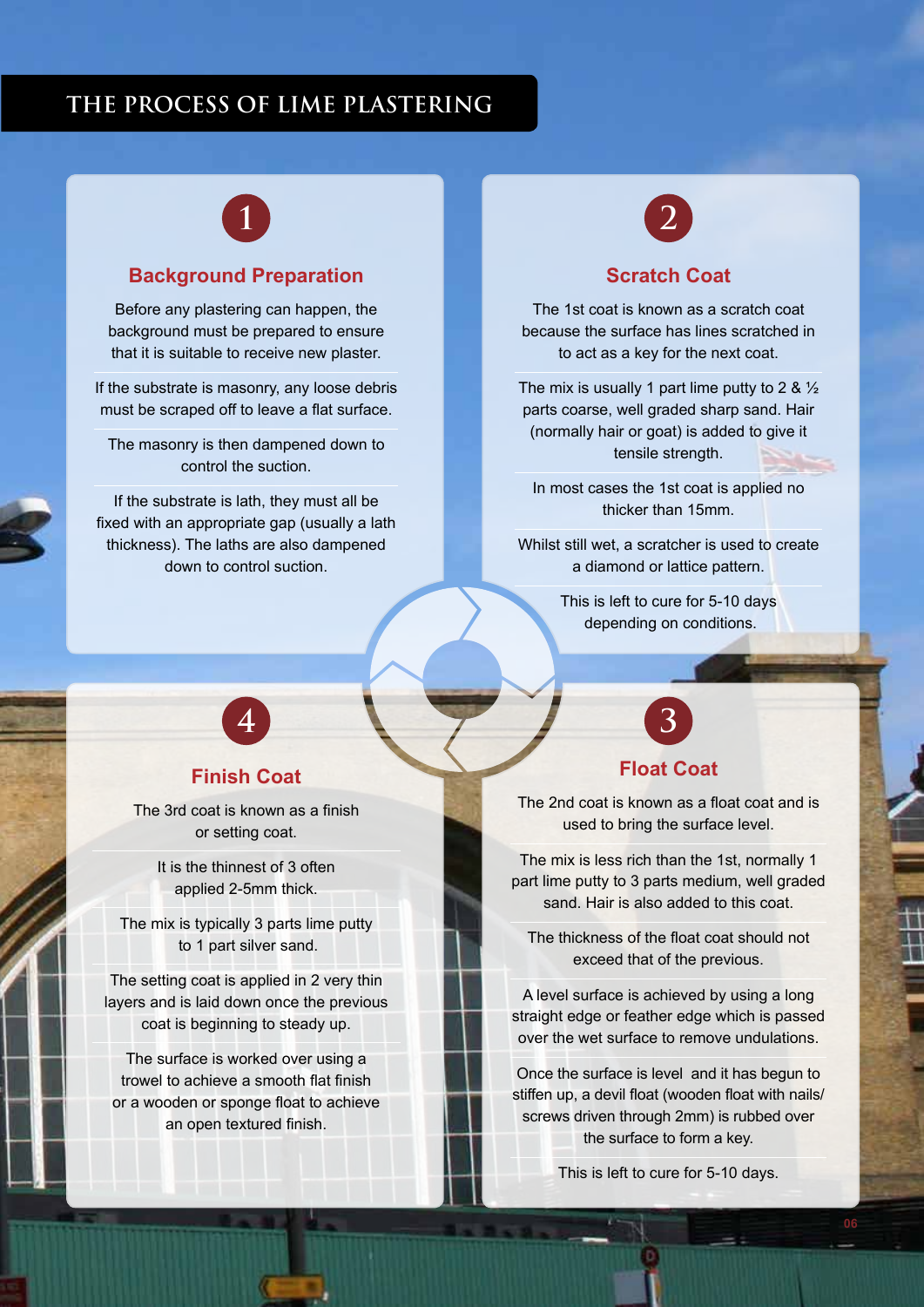# THE PROCESS OF LIME PLASTERING

## 1 Background Preparation

Before any plastering can happen, the background must be prepared to ensure that it is suitable to receive new plaster.

If the substrate is masonry, any loose debris must be scraped off to leave a flat surface.

The masonry is then dampened down to control the suction.

If the substrate is lath, they must all be fixed with an appropriate gap (usually a lath thickness). The laths are also dampened down to control suction.

## 2 Scratch Coat

The 1st coat is known as a scratch coat because the surface has lines scratched in to act as a key for the next coat.

The mix is usually 1 part lime putty to 2 & ½ parts coarse, well graded sharp sand. Hair (normally hair or goat) is added to give it tensile strength.

In most cases the 1st coat is applied no thicker than 15mm.

Whilst still wet, a scratcher is used to create a diamond or lattice pattern.

This is left to cure for 5-10 days depending on conditions.

## 3 Float Coat

The 2nd coat is known as a float coat and is used to bring the surface level.

The mix is less rich than the 1st, normally 1 part lime putty to 3 parts medium, well graded sand. Hair is also added to this coat.

The thickness of the float coat should not exceed that of the previous.

A level surface is achieved by using a long straight edge or feather edge which is passed over the wet surface to remove undulations.

Once the surface is level and it has begun to stiffen up, a devil float (wooden float with nails/screws driven through 2mm) is rubbed over the surface to form a key.

This is left to cure for 5-10 days.

## 4 Finish Coat

The 3rd coat is known as a finish or setting coat.

It is the thinnest of 3 often applied 2-5mm thick.

The mix is typically 3 parts lime putty to 1 part silver sand.

The setting coat is applied in 2 very thin layers and is laid down once the previous coat is beginning to steady up.

The surface is worked over using a trowel to achieve a smooth flat finish or a wooden or sponge float to achieve an open textured finish.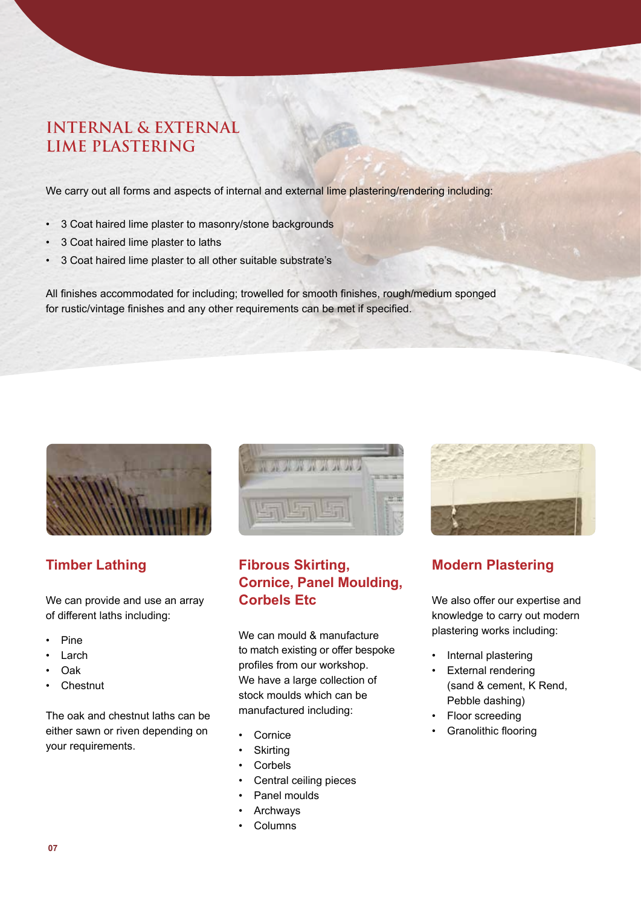# INTERNAL & EXTERNAL LIME PLASTERING

We carry out all forms and aspects of internal and external lime plastering/rendering including:

- 3 Coat haired lime plaster to masonry/stone backgrounds
- 3 Coat haired lime plaster to laths
- 3 Coat haired lime plaster to all other suitable substrate's

All finishes accommodated for including; trowelled for smooth finishes, rough/medium sponged for rustic/vintage finishes and any other requirements can be met if specified.

## Timber Lathing

We can provide and use an array of different laths including:

- Pine
- Larch
- Oak
- Chestnut

The oak and chestnut laths can be either sawn or riven depending on your requirements.

## Fibrous Skirting, Cornice, Panel Moulding, Corbels Etc

We can mould & manufacture to match existing or offer bespoke profiles from our workshop. We have a large collection of stock moulds which can be manufactured including:

- Cornice
- Skirting
- Corbels
- Central ceiling pieces
- Panel moulds
- Archways
- Columns

## Modern Plastering

We also offer our expertise and knowledge to carry out modern plastering works including:

- Internal plastering
- External rendering (sand & cement, K Rend, Pebble dashing)
- Floor screeding
- Granolithic flooring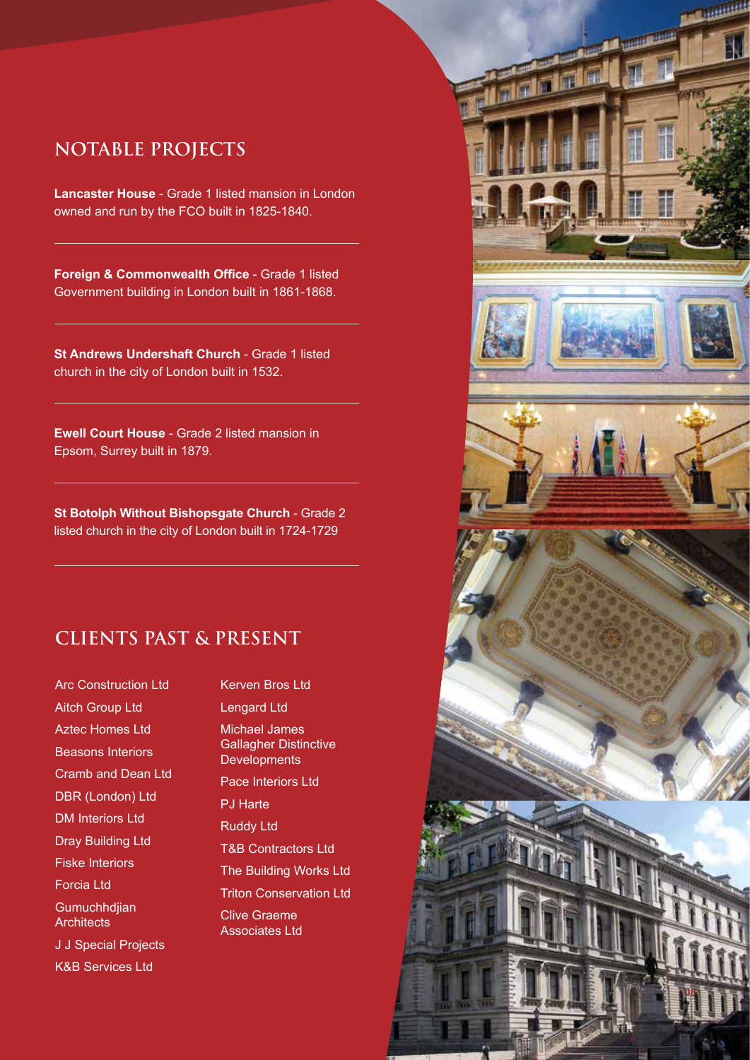## NOTABLE PROJECTS

**Lancaster House** - Grade 1 listed mansion in London owned and run by the FCO built in 1825-1840.

---

**Foreign & Commonwealth Office** - Grade 1 listed Government building in London built in 1861-1868.

---

**St Andrews Undershaft Church** - Grade 1 listed church in the city of London built in 1532.

---

**Ewell Court House** - Grade 2 listed mansion in Epsom, Surrey built in 1879.

---

**St Botolph Without Bishopsgate Church** - Grade 2 listed church in the city of London built in 1724-1729

---

## CLIENTS PAST & PRESENT

- Arc Construction Ltd
- Aitch Group Ltd
- Aztec Homes Ltd
- Beasons Interiors
- Cramb and Dean Ltd
- DBR (London) Ltd
- DM Interiors Ltd
- Dray Building Ltd
- Fiske Interiors
- Forcia Ltd
- Gumuchhdjian Architects
- J J Special Projects
- K&B Services Ltd
- Kerven Bros Ltd
- Lengard Ltd
- Michael James Gallagher Distinctive Developments
- Pace Interiors Ltd
- PJ Harte
- Ruddy Ltd
- T&B Contractors Ltd
- The Building Works Ltd
- Triton Conservation Ltd
- Clive Graeme Associates Ltd